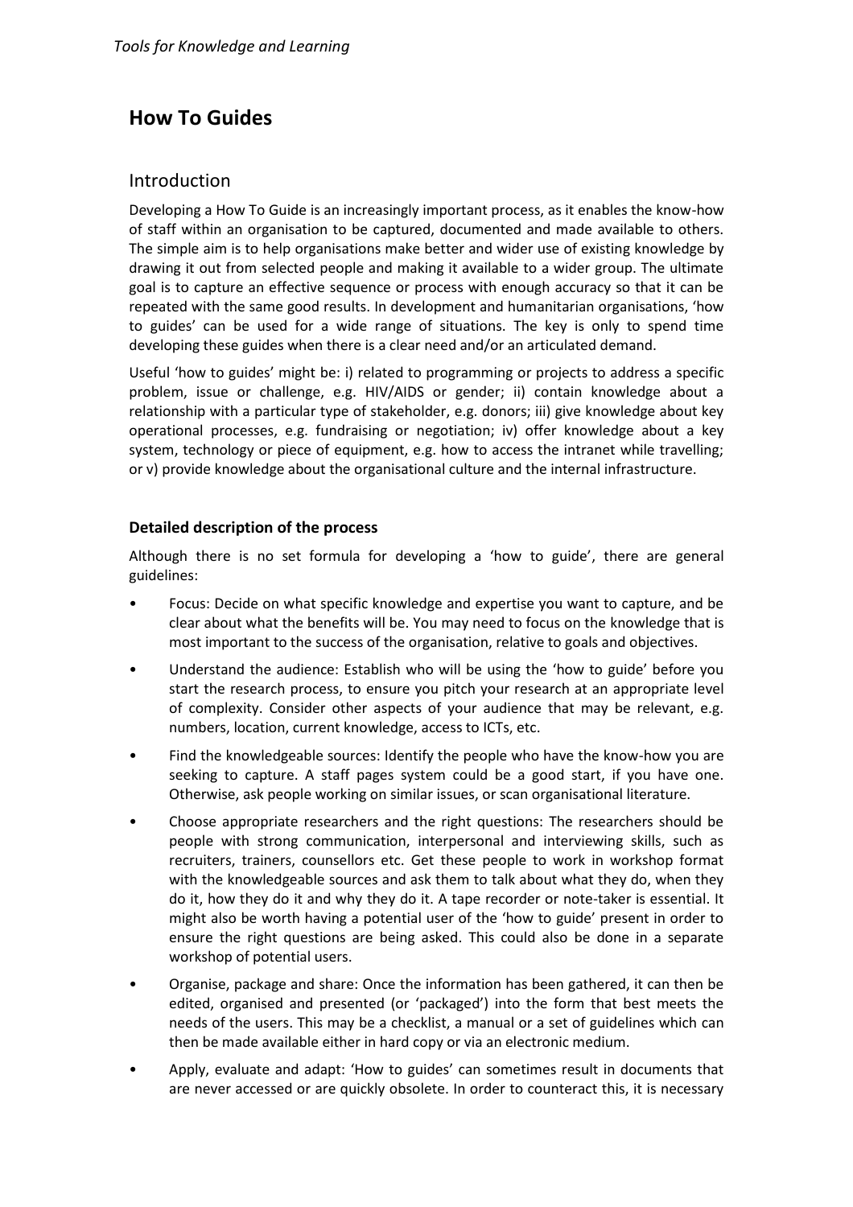# How To Guides

## Introduction

Developing a How To Guide is an increasingly important process, as it enables the know-how of staff within an organisation to be captured, documented and made available to others. The simple aim is to help organisations make better and wider use of existing knowledge by drawing it out from selected people and making it available to a wider group. The ultimate goal is to capture an effective sequence or process with enough accuracy so that it can be repeated with the same good results. In development and humanitarian organisations, 'how to guides' can be used for a wide range of situations. The key is only to spend time developing these guides when there is a clear need and/or an articulated demand.

Useful 'how to guides' might be: i) related to programming or projects to address a specific problem, issue or challenge, e.g. HIV/AIDS or gender; ii) contain knowledge about a relationship with a particular type of stakeholder, e.g. donors; iii) give knowledge about key operational processes, e.g. fundraising or negotiation; iv) offer knowledge about a key system, technology or piece of equipment, e.g. how to access the intranet while travelling; or v) provide knowledge about the organisational culture and the internal infrastructure.

### Detailed description of the process

Although there is no set formula for developing a 'how to guide', there are general guidelines:

- Focus: Decide on what specific knowledge and expertise you want to capture, and be clear about what the benefits will be. You may need to focus on the knowledge that is most important to the success of the organisation, relative to goals and objectives.
- Understand the audience: Establish who will be using the 'how to guide' before you start the research process, to ensure you pitch your research at an appropriate level of complexity. Consider other aspects of your audience that may be relevant, e.g. numbers, location, current knowledge, access to ICTs, etc.
- Find the knowledgeable sources: Identify the people who have the know-how you are seeking to capture. A staff pages system could be a good start, if you have one. Otherwise, ask people working on similar issues, or scan organisational literature.
- Choose appropriate researchers and the right questions: The researchers should be people with strong communication, interpersonal and interviewing skills, such as recruiters, trainers, counsellors etc. Get these people to work in workshop format with the knowledgeable sources and ask them to talk about what they do, when they do it, how they do it and why they do it. A tape recorder or note-taker is essential. It might also be worth having a potential user of the 'how to guide' present in order to ensure the right questions are being asked. This could also be done in a separate workshop of potential users.
- Organise, package and share: Once the information has been gathered, it can then be edited, organised and presented (or 'packaged') into the form that best meets the needs of the users. This may be a checklist, a manual or a set of guidelines which can then be made available either in hard copy or via an electronic medium.
- Apply, evaluate and adapt: 'How to guides' can sometimes result in documents that are never accessed or are quickly obsolete. In order to counteract this, it is necessary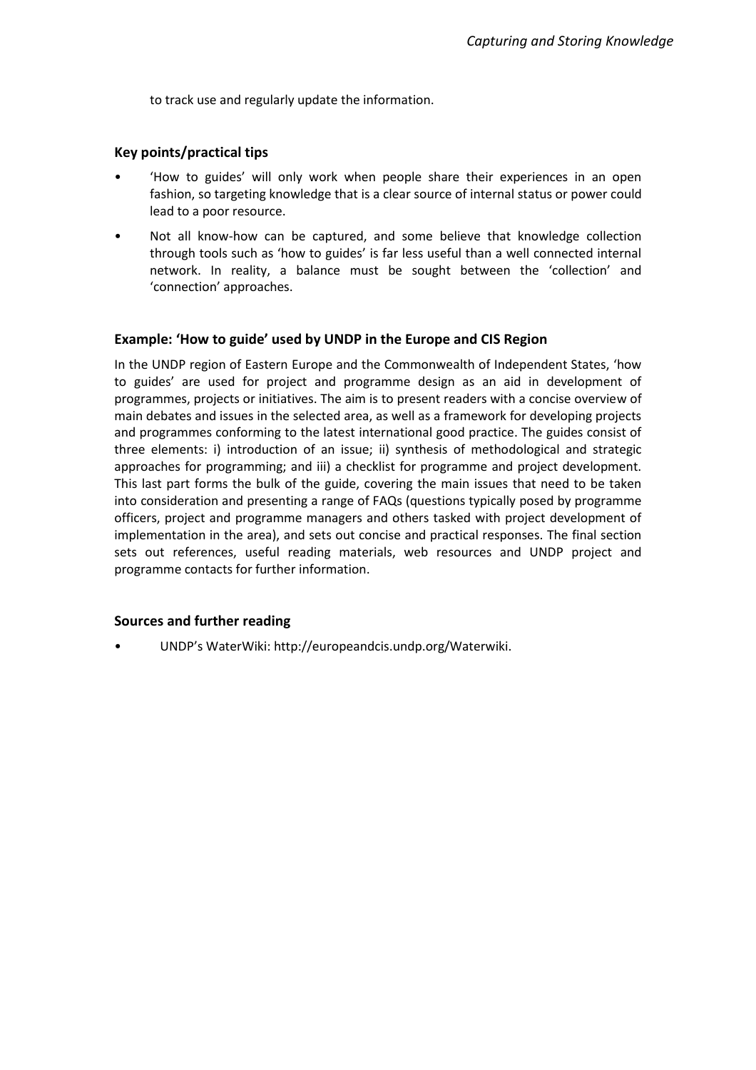to track use and regularly update the information.

### Key points/practical tips

- 'How to guides' will only work when people share their experiences in an open fashion, so targeting knowledge that is a clear source of internal status or power could lead to a poor resource.
- Not all know-how can be captured, and some believe that knowledge collection through tools such as 'how to guides' is far less useful than a well connected internal network. In reality, a balance must be sought between the 'collection' and 'connection' approaches.

### Example: 'How to guide' used by UNDP in the Europe and CIS Region

In the UNDP region of Eastern Europe and the Commonwealth of Independent States, 'how to guides' are used for project and programme design as an aid in development of programmes, projects or initiatives. The aim is to present readers with a concise overview of main debates and issues in the selected area, as well as a framework for developing projects and programmes conforming to the latest international good practice. The guides consist of three elements: i) introduction of an issue; ii) synthesis of methodological and strategic approaches for programming; and iii) a checklist for programme and project development. This last part forms the bulk of the guide, covering the main issues that need to be taken into consideration and presenting a range of FAQs (questions typically posed by programme officers, project and programme managers and others tasked with project development of implementation in the area), and sets out concise and practical responses. The final section sets out references, useful reading materials, web resources and UNDP project and programme contacts for further information.

### Sources and further reading

- UNDP's WaterWiki: http://europeandcis.undp.org/Waterwiki.